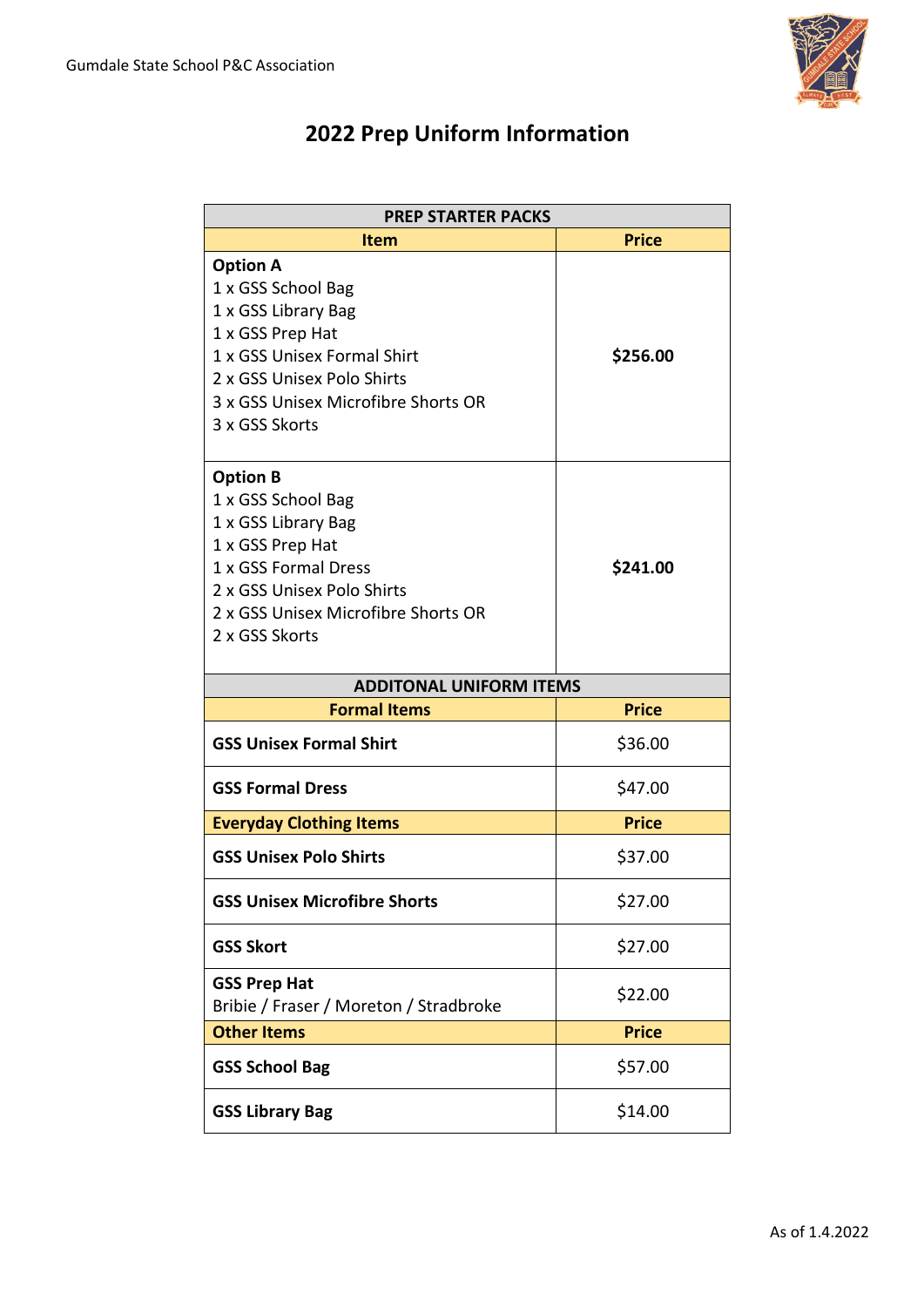Gumdale State School P&C Association

# 2022 Prep Uniform Information

| PREP STARTER PACKS | |
|---|---|
| **Item** | **Price** |
| **Option A**<br>1 x GSS School Bag<br>1 x GSS Library Bag<br>1 x GSS Prep Hat<br>1 x GSS Unisex Formal Shirt<br>2 x GSS Unisex Polo Shirts<br>3 x GSS Unisex Microfibre Shorts OR<br>3 x GSS Skorts | **$256.00** |
| **Option B**<br>1 x GSS School Bag<br>1 x GSS Library Bag<br>1 x GSS Prep Hat<br>1 x GSS Formal Dress<br>2 x GSS Unisex Polo Shirts<br>2 x GSS Unisex Microfibre Shorts OR<br>2 x GSS Skorts | **$241.00** |
| **ADDITONAL UNIFORM ITEMS** | |
| **Formal Items** | **Price** |
| **GSS Unisex Formal Shirt** | $36.00 |
| **GSS Formal Dress** | $47.00 |
| **Everyday Clothing Items** | **Price** |
| **GSS Unisex Polo Shirts** | $37.00 |
| **GSS Unisex Microfibre Shorts** | $27.00 |
| **GSS Skort** | $27.00 |
| **GSS Prep Hat**<br>Bribie / Fraser / Moreton / Stradbroke | $22.00 |
| **Other Items** | **Price** |
| **GSS School Bag** | $57.00 |
| **GSS Library Bag** | $14.00 |

As of 1.4.2022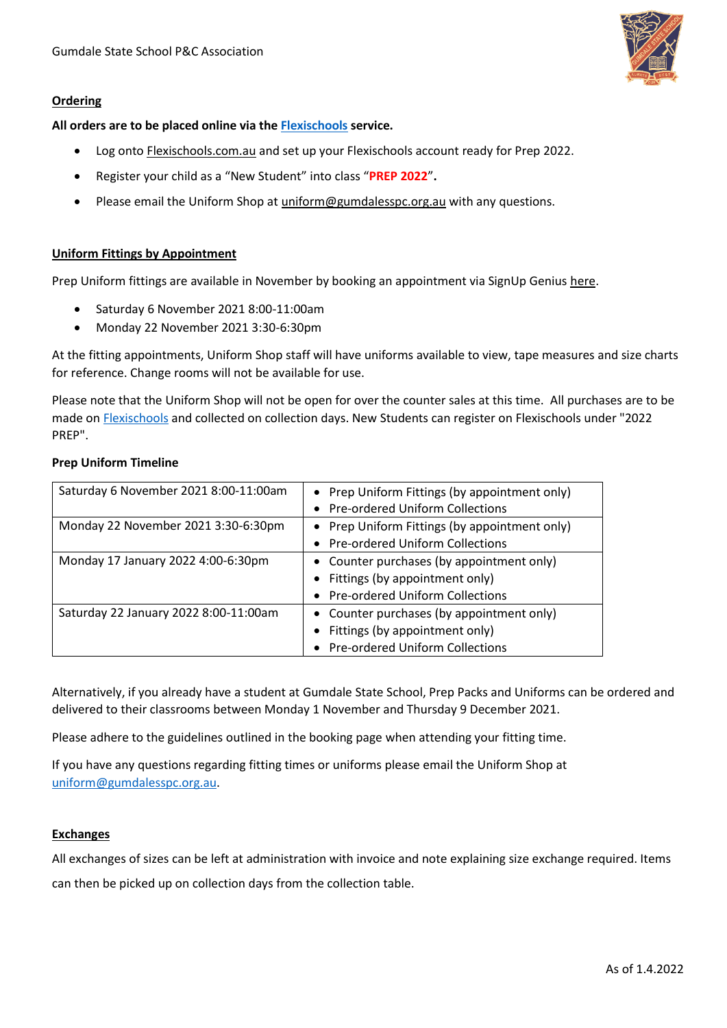## Ordering

**All orders are to be placed online via the Flexischools service.**

- Log onto Flexischools.com.au and set up your Flexischools account ready for Prep 2022.
- Register your child as a "New Student" into class "**PREP 2022**"**.**
- Please email the Uniform Shop at uniform@gumdalesspc.org.au with any questions.

## Uniform Fittings by Appointment

Prep Uniform fittings are available in November by booking an appointment via SignUp Genius here.

- Saturday 6 November 2021 8:00-11:00am
- Monday 22 November 2021 3:30-6:30pm

At the fitting appointments, Uniform Shop staff will have uniforms available to view, tape measures and size charts for reference. Change rooms will not be available for use.

Please note that the Uniform Shop will not be open for over the counter sales at this time. All purchases are to be made on Flexischools and collected on collection days. New Students can register on Flexischools under "2022 PREP".

**Prep Uniform Timeline**

| | |
|---|---|
| Saturday 6 November 2021 8:00-11:00am | • Prep Uniform Fittings (by appointment only)<br>• Pre-ordered Uniform Collections |
| Monday 22 November 2021 3:30-6:30pm | • Prep Uniform Fittings (by appointment only)<br>• Pre-ordered Uniform Collections |
| Monday 17 January 2022 4:00-6:30pm | • Counter purchases (by appointment only)<br>• Fittings (by appointment only)<br>• Pre-ordered Uniform Collections |
| Saturday 22 January 2022 8:00-11:00am | • Counter purchases (by appointment only)<br>• Fittings (by appointment only)<br>• Pre-ordered Uniform Collections |

Alternatively, if you already have a student at Gumdale State School, Prep Packs and Uniforms can be ordered and delivered to their classrooms between Monday 1 November and Thursday 9 December 2021.

Please adhere to the guidelines outlined in the booking page when attending your fitting time.

If you have any questions regarding fitting times or uniforms please email the Uniform Shop at uniform@gumdalesspc.org.au.

## Exchanges

All exchanges of sizes can be left at administration with invoice and note explaining size exchange required. Items can then be picked up on collection days from the collection table.

As of 1.4.2022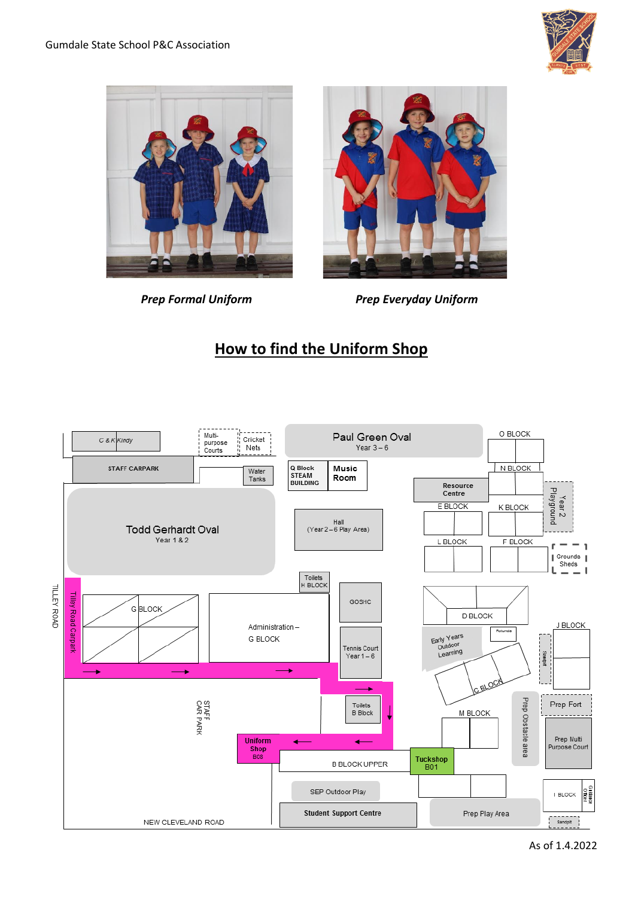*Prep Formal Uniform*

*Prep Everyday Uniform*

## How to find the Uniform Shop

C & K Kindy

Multi-purpose Courts

Cricket Nets

Paul Green Oval
Year 3 – 6

O BLOCK

STAFF CARPARK

Water Tanks

Q Block STEAM BUILDING

Music Room

N BLOCK

Resource Centre

Year 2 Playground

Todd Gerhardt Oval
Year 1 & 2

Hall
(Year 2 – 6 Play Area)

E BLOCK

K BLOCK

L BLOCK

F BLOCK

Grounds Sheds

TILLEY ROAD

Toilets H BLOCK

GOSHC

Tilley Road Carpark

G BLOCK

Administration – G BLOCK

D BLOCK

J BLOCK

Rotunda

Early Years Outdoor Learning

Tennis Court Year 1 – 6

Sandpit

C BLOCK

STAFF CAR PARK

Toilets B Block

Prep Fort

M BLOCK

Prep Ostacle area

Uniform Shop B08

Prep Multi Purpose Court

Tuckshop B01

B BLOCK UPPER

SEP Outdoor Play

I BLOCK

Guidance Officer

NEW CLEVELAND ROAD

Student Support Centre

Prep Play Area

Sandpit

As of 1.4.2022